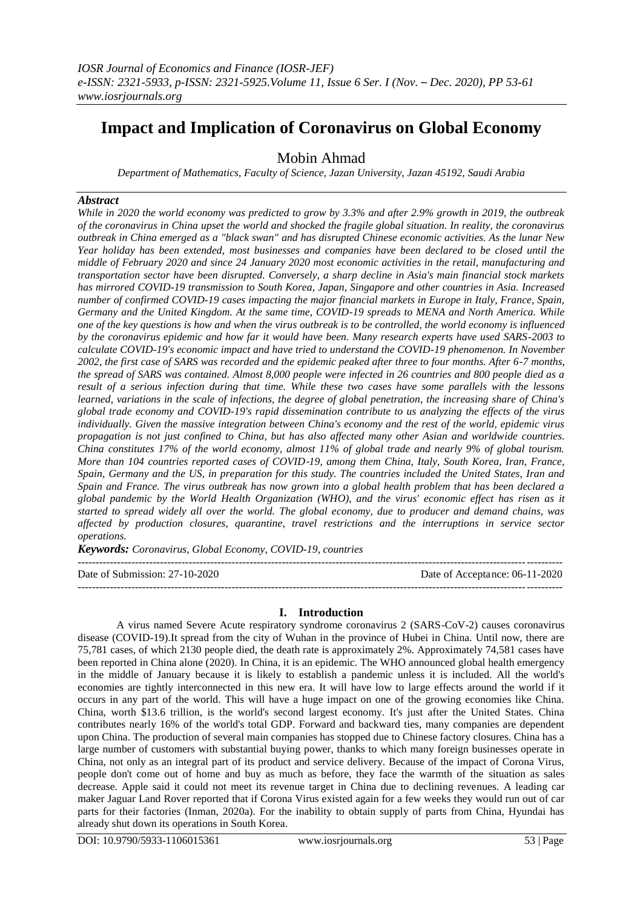# Impact and Implication of Coronavirus on Global Economy

Mobin Ahmad

*Department of Mathematics, Faculty of Science, Jazan University, Jazan 45192, Saudi Arabia*

## *Abstract*

*While in 2020 the world economy was predicted to grow by 3.3% and after 2.9% growth in 2019, the outbreak of the coronavirus in China upset the world and shocked the fragile global situation. In reality, the coronavirus outbreak in China emerged as a "black swan" and has disrupted Chinese economic activities. As the lunar New Year holiday has been extended, most businesses and companies have been declared to be closed until the middle of February 2020 and since 24 January 2020 most economic activities in the retail, manufacturing and transportation sector have been disrupted. Conversely, a sharp decline in Asia's main financial stock markets has mirrored COVID-19 transmission to South Korea, Japan, Singapore and other countries in Asia. Increased number of confirmed COVID-19 cases impacting the major financial markets in Europe in Italy, France, Spain, Germany and the United Kingdom. At the same time, COVID-19 spreads to MENA and North America. While one of the key questions is how and when the virus outbreak is to be controlled, the world economy is influenced by the coronavirus epidemic and how far it would have been. Many research experts have used SARS-2003 to calculate COVID-19's economic impact and have tried to understand the COVID-19 phenomenon. In November 2002, the first case of SARS was recorded and the epidemic peaked after three to four months. After 6-7 months, the spread of SARS was contained. Almost 8,000 people were infected in 26 countries and 800 people died as a result of a serious infection during that time. While these two cases have some parallels with the lessons learned, variations in the scale of infections, the degree of global penetration, the increasing share of China's global trade economy and COVID-19's rapid dissemination contribute to us analyzing the effects of the virus individually. Given the massive integration between China's economy and the rest of the world, epidemic virus propagation is not just confined to China, but has also affected many other Asian and worldwide countries. China constitutes 17% of the world economy, almost 11% of global trade and nearly 9% of global tourism. More than 104 countries reported cases of COVID-19, among them China, Italy, South Korea, Iran, France, Spain, Germany and the US, in preparation for this study. The countries included the United States, Iran and Spain and France. The virus outbreak has now grown into a global health problem that has been declared a global pandemic by the World Health Organization (WHO), and the virus' economic effect has risen as it started to spread widely all over the world. The global economy, due to producer and demand chains, was affected by production closures, quarantine, travel restrictions and the interruptions in service sector operations.*

***Keywords:*** *Coronavirus, Global Economy, COVID-19, countries*

---

Date of Submission: 27-10-2020 | Date of Acceptance: 06-11-2020

---

## I. Introduction

A virus named Severe Acute respiratory syndrome coronavirus 2 (SARS-CoV-2) causes coronavirus disease (COVID-19).It spread from the city of Wuhan in the province of Hubei in China. Until now, there are 75,781 cases, of which 2130 people died, the death rate is approximately 2%. Approximately 74,581 cases have been reported in China alone (2020). In China, it is an epidemic. The WHO announced global health emergency in the middle of January because it is likely to establish a pandemic unless it is included. All the world's economies are tightly interconnected in this new era. It will have low to large effects around the world if it occurs in any part of the world. This will have a huge impact on one of the growing economies like China. China, worth \$13.6 trillion, is the world's second largest economy. It's just after the United States. China contributes nearly 16% of the world's total GDP. Forward and backward ties, many companies are dependent upon China. The production of several main companies has stopped due to Chinese factory closures. China has a large number of customers with substantial buying power, thanks to which many foreign businesses operate in China, not only as an integral part of its product and service delivery. Because of the impact of Corona Virus, people don't come out of home and buy as much as before, they face the warmth of the situation as sales decrease. Apple said it could not meet its revenue target in China due to declining revenues. A leading car maker Jaguar Land Rover reported that if Corona Virus existed again for a few weeks they would run out of car parts for their factories (Inman, 2020a). For the inability to obtain supply of parts from China, Hyundai has already shut down its operations in South Korea.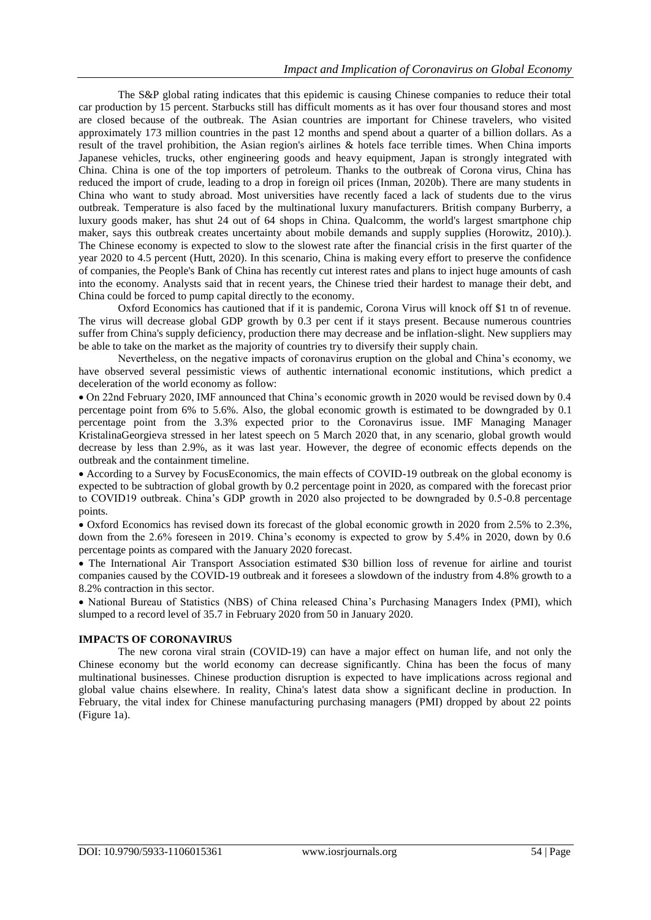The S&P global rating indicates that this epidemic is causing Chinese companies to reduce their total car production by 15 percent. Starbucks still has difficult moments as it has over four thousand stores and most are closed because of the outbreak. The Asian countries are important for Chinese travelers, who visited approximately 173 million countries in the past 12 months and spend about a quarter of a billion dollars. As a result of the travel prohibition, the Asian region's airlines & hotels face terrible times. When China imports Japanese vehicles, trucks, other engineering goods and heavy equipment, Japan is strongly integrated with China. China is one of the top importers of petroleum. Thanks to the outbreak of Corona virus, China has reduced the import of crude, leading to a drop in foreign oil prices (Inman, 2020b). There are many students in China who want to study abroad. Most universities have recently faced a lack of students due to the virus outbreak. Temperature is also faced by the multinational luxury manufacturers. British company Burberry, a luxury goods maker, has shut 24 out of 64 shops in China. Qualcomm, the world's largest smartphone chip maker, says this outbreak creates uncertainty about mobile demands and supply supplies (Horowitz, 2010).). The Chinese economy is expected to slow to the slowest rate after the financial crisis in the first quarter of the year 2020 to 4.5 percent (Hutt, 2020). In this scenario, China is making every effort to preserve the confidence of companies, the People's Bank of China has recently cut interest rates and plans to inject huge amounts of cash into the economy. Analysts said that in recent years, the Chinese tried their hardest to manage their debt, and China could be forced to pump capital directly to the economy.

Oxford Economics has cautioned that if it is pandemic, Corona Virus will knock off $1 tn of revenue. The virus will decrease global GDP growth by 0.3 per cent if it stays present. Because numerous countries suffer from China's supply deficiency, production there may decrease and be inflation-slight. New suppliers may be able to take on the market as the majority of countries try to diversify their supply chain.

Nevertheless, on the negative impacts of coronavirus eruption on the global and China's economy, we have observed several pessimistic views of authentic international economic institutions, which predict a deceleration of the world economy as follow:

- On 22nd February 2020, IMF announced that China's economic growth in 2020 would be revised down by 0.4 percentage point from 6% to 5.6%. Also, the global economic growth is estimated to be downgraded by 0.1 percentage point from the 3.3% expected prior to the Coronavirus issue. IMF Managing Manager KristalinaGeorgieva stressed in her latest speech on 5 March 2020 that, in any scenario, global growth would decrease by less than 2.9%, as it was last year. However, the degree of economic effects depends on the outbreak and the containment timeline.
- According to a Survey by FocusEconomics, the main effects of COVID-19 outbreak on the global economy is expected to be subtraction of global growth by 0.2 percentage point in 2020, as compared with the forecast prior to COVID19 outbreak. China's GDP growth in 2020 also projected to be downgraded by 0.5-0.8 percentage points.
- Oxford Economics has revised down its forecast of the global economic growth in 2020 from 2.5% to 2.3%, down from the 2.6% foreseen in 2019. China's economy is expected to grow by 5.4% in 2020, down by 0.6 percentage points as compared with the January 2020 forecast.
- The International Air Transport Association estimated $30 billion loss of revenue for airline and tourist companies caused by the COVID-19 outbreak and it foresees a slowdown of the industry from 4.8% growth to a 8.2% contraction in this sector.
- National Bureau of Statistics (NBS) of China released China's Purchasing Managers Index (PMI), which slumped to a record level of 35.7 in February 2020 from 50 in January 2020.

## IMPACTS OF CORONAVIRUS

The new corona viral strain (COVID-19) can have a major effect on human life, and not only the Chinese economy but the world economy can decrease significantly. China has been the focus of many multinational businesses. Chinese production disruption is expected to have implications across regional and global value chains elsewhere. In reality, China's latest data show a significant decline in production. In February, the vital index for Chinese manufacturing purchasing managers (PMI) dropped by about 22 points (Figure 1a).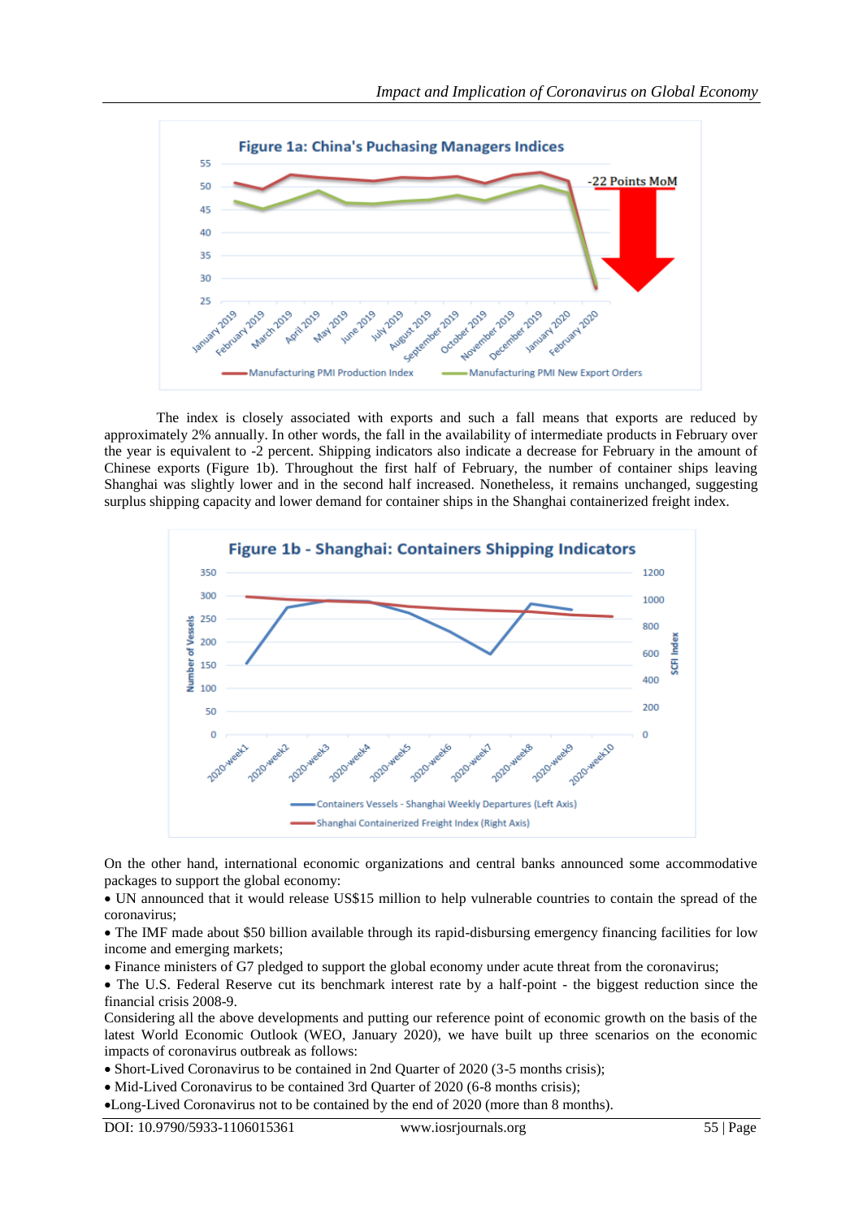The index is closely associated with exports and such a fall means that exports are reduced by approximately 2% annually. In other words, the fall in the availability of intermediate products in February over the year is equivalent to -2 percent. Shipping indicators also indicate a decrease for February in the amount of Chinese exports (Figure 1b). Throughout the first half of February, the number of container ships leaving Shanghai was slightly lower and in the second half increased. Nonetheless, it remains unchanged, suggesting surplus shipping capacity and lower demand for container ships in the Shanghai containerized freight index.

On the other hand, international economic organizations and central banks announced some accommodative packages to support the global economy:

- UN announced that it would release US$15 million to help vulnerable countries to contain the spread of the coronavirus;
- The IMF made about $50 billion available through its rapid-disbursing emergency financing facilities for low income and emerging markets;
- Finance ministers of G7 pledged to support the global economy under acute threat from the coronavirus;
- The U.S. Federal Reserve cut its benchmark interest rate by a half-point - the biggest reduction since the financial crisis 2008-9.

Considering all the above developments and putting our reference point of economic growth on the basis of the latest World Economic Outlook (WEO, January 2020), we have built up three scenarios on the economic impacts of coronavirus outbreak as follows:

- Short-Lived Coronavirus to be contained in 2nd Quarter of 2020 (3-5 months crisis);
- Mid-Lived Coronavirus to be contained 3rd Quarter of 2020 (6-8 months crisis);
- Long-Lived Coronavirus not to be contained by the end of 2020 (more than 8 months).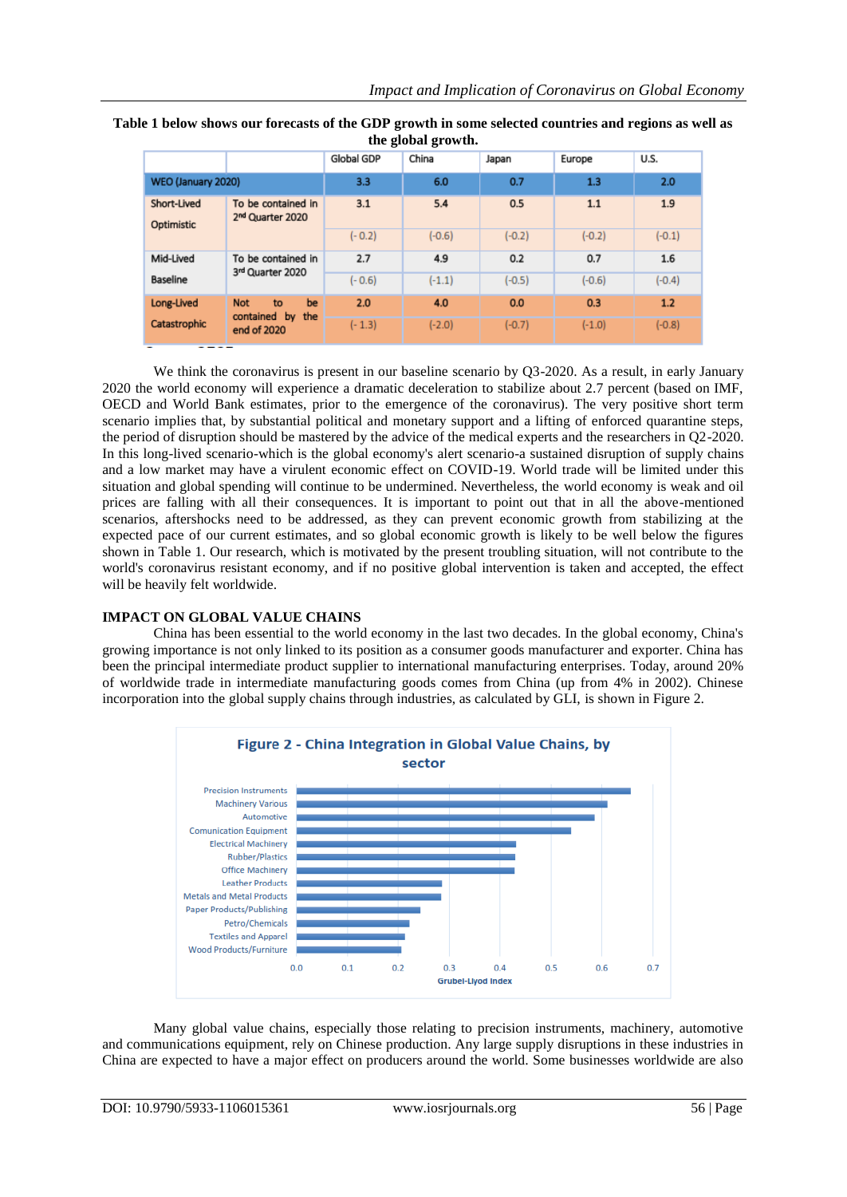**Table 1 below shows our forecasts of the GDP growth in some selected countries and regions as well as the global growth.**

| | | Global GDP | China | Japan | Europe | U.S. |
|---|---|---|---|---|---|---|
| WEO (January 2020) | | 3.3 | 6.0 | 0.7 | 1.3 | 2.0 |
| Short-Lived Optimistic | To be contained in 2nd Quarter 2020 | 3.1 | 5.4 | 0.5 | 1.1 | 1.9 |
| | | (- 0.2) | (-0.6) | (-0.2) | (-0.2) | (-0.1) |
| Mid-Lived Baseline | To be contained in 3rd Quarter 2020 | 2.7 | 4.9 | 0.2 | 0.7 | 1.6 |
| | | (- 0.6) | (-1.1) | (-0.5) | (-0.6) | (-0.4) |
| Long-Lived Catastrophic | Not to be contained by the end of 2020 | 2.0 | 4.0 | 0.0 | 0.3 | 1.2 |
| | | (- 1.3) | (-2.0) | (-0.7) | (-1.0) | (-0.8) |

We think the coronavirus is present in our baseline scenario by Q3-2020. As a result, in early January 2020 the world economy will experience a dramatic deceleration to stabilize about 2.7 percent (based on IMF, OECD and World Bank estimates, prior to the emergence of the coronavirus). The very positive short term scenario implies that, by substantial political and monetary support and a lifting of enforced quarantine steps, the period of disruption should be mastered by the advice of the medical experts and the researchers in Q2-2020. In this long-lived scenario-which is the global economy's alert scenario-a sustained disruption of supply chains and a low market may have a virulent economic effect on COVID-19. World trade will be limited under this situation and global spending will continue to be undermined. Nevertheless, the world economy is weak and oil prices are falling with all their consequences. It is important to point out that in all the above-mentioned scenarios, aftershocks need to be addressed, as they can prevent economic growth from stabilizing at the expected pace of our current estimates, and so global economic growth is likely to be well below the figures shown in Table 1. Our research, which is motivated by the present troubling situation, will not contribute to the world's coronavirus resistant economy, and if no positive global intervention is taken and accepted, the effect will be heavily felt worldwide.

## IMPACT ON GLOBAL VALUE CHAINS

China has been essential to the world economy in the last two decades. In the global economy, China's growing importance is not only linked to its position as a consumer goods manufacturer and exporter. China has been the principal intermediate product supplier to international manufacturing enterprises. Today, around 20% of worldwide trade in intermediate manufacturing goods comes from China (up from 4% in 2002). Chinese incorporation into the global supply chains through industries, as calculated by GLI, is shown in Figure 2.

**Figure 2 - China Integration in Global Value Chains, by sector**

| Sector | Grubel-Llyod Index (approx.) |
|---|---|
| Precision Instruments | 0.66 |
| Machinery Various | 0.61 |
| Automotive | 0.59 |
| Comunication Equipment | 0.54 |
| Electrical Machinery | 0.43 |
| Rubber/Plastics | 0.43 |
| Office Machinery | 0.43 |
| Leather Products | 0.29 |
| Metals and Metal Products | 0.28 |
| Paper Products/Publishing | 0.24 |
| Petro/Chemicals | 0.22 |
| Textiles and Apparel | 0.21 |
| Wood Products/Furniture | 0.21 |

Many global value chains, especially those relating to precision instruments, machinery, automotive and communications equipment, rely on Chinese production. Any large supply disruptions in these industries in China are expected to have a major effect on producers around the world. Some businesses worldwide are also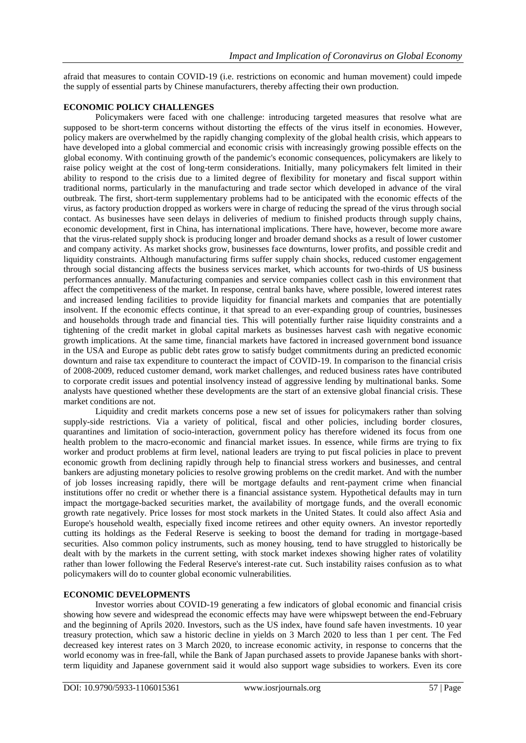afraid that measures to contain COVID-19 (i.e. restrictions on economic and human movement) could impede the supply of essential parts by Chinese manufacturers, thereby affecting their own production.

## ECONOMIC POLICY CHALLENGES

Policymakers were faced with one challenge: introducing targeted measures that resolve what are supposed to be short-term concerns without distorting the effects of the virus itself in economies. However, policy makers are overwhelmed by the rapidly changing complexity of the global health crisis, which appears to have developed into a global commercial and economic crisis with increasingly growing possible effects on the global economy. With continuing growth of the pandemic's economic consequences, policymakers are likely to raise policy weight at the cost of long-term considerations. Initially, many policymakers felt limited in their ability to respond to the crisis due to a limited degree of flexibility for monetary and fiscal support within traditional norms, particularly in the manufacturing and trade sector which developed in advance of the viral outbreak. The first, short-term supplementary problems had to be anticipated with the economic effects of the virus, as factory production dropped as workers were in charge of reducing the spread of the virus through social contact. As businesses have seen delays in deliveries of medium to finished products through supply chains, economic development, first in China, has international implications. There have, however, become more aware that the virus-related supply shock is producing longer and broader demand shocks as a result of lower customer and company activity. As market shocks grow, businesses face downturns, lower profits, and possible credit and liquidity constraints. Although manufacturing firms suffer supply chain shocks, reduced customer engagement through social distancing affects the business services market, which accounts for two-thirds of US business performances annually. Manufacturing companies and service companies collect cash in this environment that affect the competitiveness of the market. In response, central banks have, where possible, lowered interest rates and increased lending facilities to provide liquidity for financial markets and companies that are potentially insolvent. If the economic effects continue, it that spread to an ever-expanding group of countries, businesses and households through trade and financial ties. This will potentially further raise liquidity constraints and a tightening of the credit market in global capital markets as businesses harvest cash with negative economic growth implications. At the same time, financial markets have factored in increased government bond issuance in the USA and Europe as public debt rates grow to satisfy budget commitments during an predicted economic downturn and raise tax expenditure to counteract the impact of COVID-19. In comparison to the financial crisis of 2008-2009, reduced customer demand, work market challenges, and reduced business rates have contributed to corporate credit issues and potential insolvency instead of aggressive lending by multinational banks. Some analysts have questioned whether these developments are the start of an extensive global financial crisis. These market conditions are not.

Liquidity and credit markets concerns pose a new set of issues for policymakers rather than solving supply-side restrictions. Via a variety of political, fiscal and other policies, including border closures, quarantines and limitation of socio-interaction, government policy has therefore widened its focus from one health problem to the macro-economic and financial market issues. In essence, while firms are trying to fix worker and product problems at firm level, national leaders are trying to put fiscal policies in place to prevent economic growth from declining rapidly through help to financial stress workers and businesses, and central bankers are adjusting monetary policies to resolve growing problems on the credit market. And with the number of job losses increasing rapidly, there will be mortgage defaults and rent-payment crime when financial institutions offer no credit or whether there is a financial assistance system. Hypothetical defaults may in turn impact the mortgage-backed securities market, the availability of mortgage funds, and the overall economic growth rate negatively. Price losses for most stock markets in the United States. It could also affect Asia and Europe's household wealth, especially fixed income retirees and other equity owners. An investor reportedly cutting its holdings as the Federal Reserve is seeking to boost the demand for trading in mortgage-based securities. Also common policy instruments, such as money housing, tend to have struggled to historically be dealt with by the markets in the current setting, with stock market indexes showing higher rates of volatility rather than lower following the Federal Reserve's interest-rate cut. Such instability raises confusion as to what policymakers will do to counter global economic vulnerabilities.

## ECONOMIC DEVELOPMENTS

Investor worries about COVID-19 generating a few indicators of global economic and financial crisis showing how severe and widespread the economic effects may have were whipswept between the end-February and the beginning of Aprils 2020. Investors, such as the US index, have found safe haven investments. 10 year treasury protection, which saw a historic decline in yields on 3 March 2020 to less than 1 per cent. The Fed decreased key interest rates on 3 March 2020, to increase economic activity, in response to concerns that the world economy was in free-fall, while the Bank of Japan purchased assets to provide Japanese banks with short-term liquidity and Japanese government said it would also support wage subsidies to workers. Even its core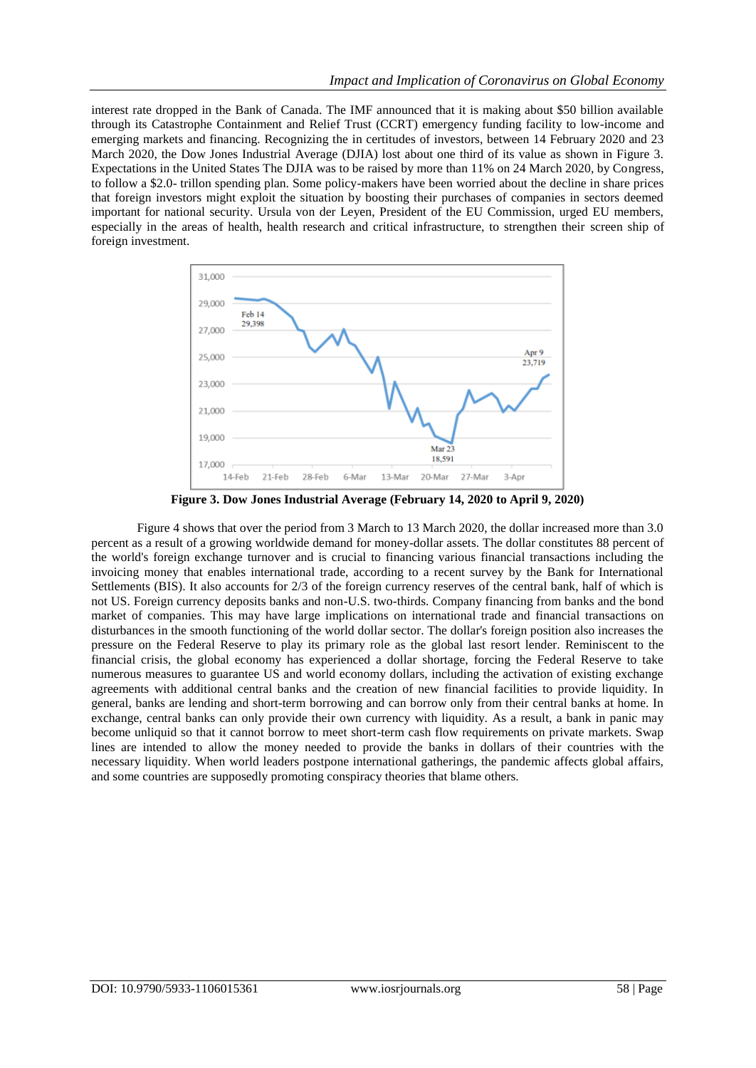interest rate dropped in the Bank of Canada. The IMF announced that it is making about $50 billion available through its Catastrophe Containment and Relief Trust (CCRT) emergency funding facility to low-income and emerging markets and financing. Recognizing the in certitudes of investors, between 14 February 2020 and 23 March 2020, the Dow Jones Industrial Average (DJIA) lost about one third of its value as shown in Figure 3. Expectations in the United States The DJIA was to be raised by more than 11% on 24 March 2020, by Congress, to follow a $2.0- trillon spending plan. Some policy-makers have been worried about the decline in share prices that foreign investors might exploit the situation by boosting their purchases of companies in sectors deemed important for national security. Ursula von der Leyen, President of the EU Commission, urged EU members, especially in the areas of health, health research and critical infrastructure, to strengthen their screen ship of foreign investment.

**Figure 3. Dow Jones Industrial Average (February 14, 2020 to April 9, 2020)**

Figure 4 shows that over the period from 3 March to 13 March 2020, the dollar increased more than 3.0 percent as a result of a growing worldwide demand for money-dollar assets. The dollar constitutes 88 percent of the world's foreign exchange turnover and is crucial to financing various financial transactions including the invoicing money that enables international trade, according to a recent survey by the Bank for International Settlements (BIS). It also accounts for 2/3 of the foreign currency reserves of the central bank, half of which is not US. Foreign currency deposits banks and non-U.S. two-thirds. Company financing from banks and the bond market of companies. This may have large implications on international trade and financial transactions on disturbances in the smooth functioning of the world dollar sector. The dollar's foreign position also increases the pressure on the Federal Reserve to play its primary role as the global last resort lender. Reminiscent to the financial crisis, the global economy has experienced a dollar shortage, forcing the Federal Reserve to take numerous measures to guarantee US and world economy dollars, including the activation of existing exchange agreements with additional central banks and the creation of new financial facilities to provide liquidity. In general, banks are lending and short-term borrowing and can borrow only from their central banks at home. In exchange, central banks can only provide their own currency with liquidity. As a result, a bank in panic may become unliquid so that it cannot borrow to meet short-term cash flow requirements on private markets. Swap lines are intended to allow the money needed to provide the banks in dollars of their countries with the necessary liquidity. When world leaders postpone international gatherings, the pandemic affects global affairs, and some countries are supposedly promoting conspiracy theories that blame others.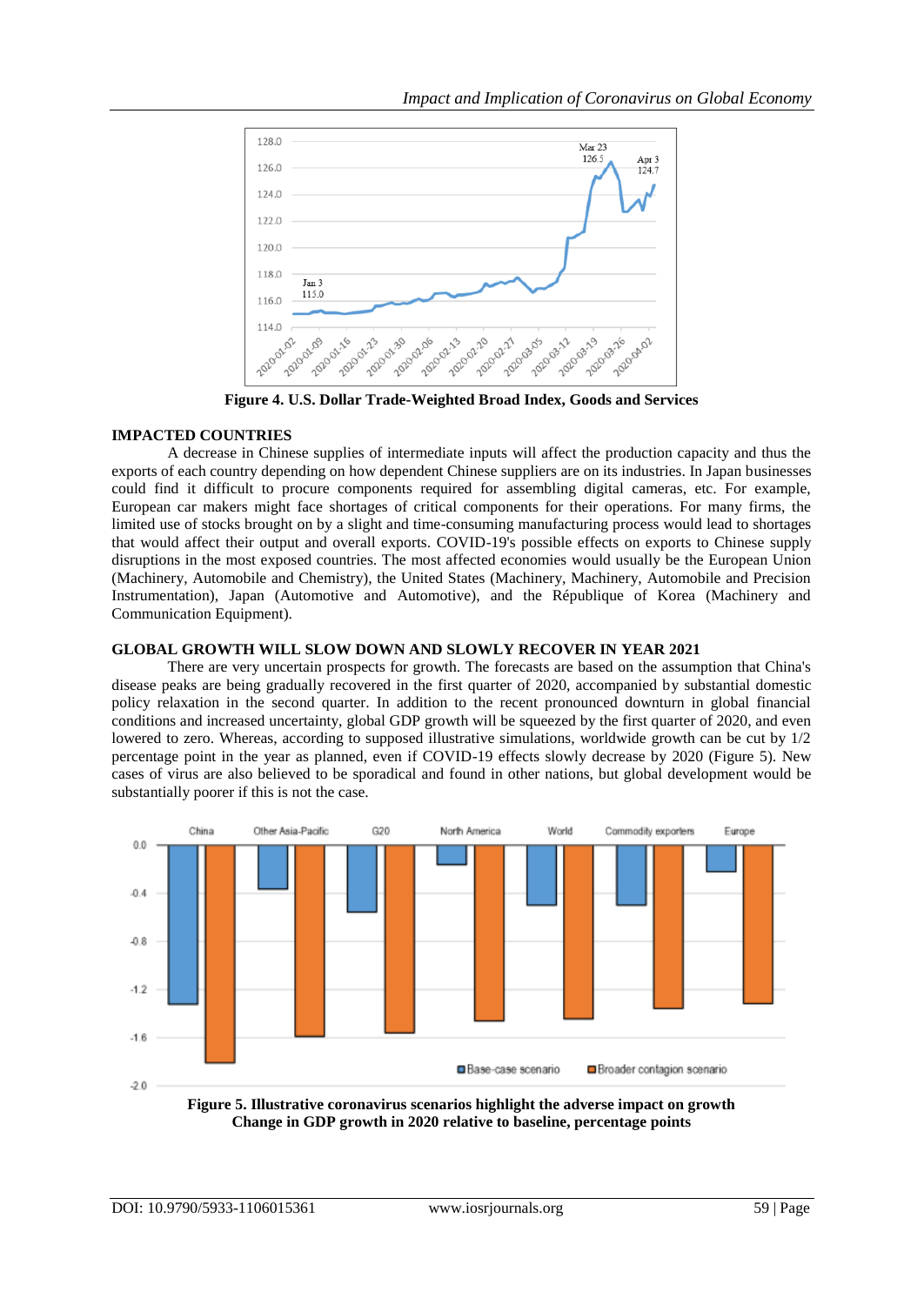**Figure 4. U.S. Dollar Trade-Weighted Broad Index, Goods and Services**

## IMPACTED COUNTRIES

A decrease in Chinese supplies of intermediate inputs will affect the production capacity and thus the exports of each country depending on how dependent Chinese suppliers are on its industries. In Japan businesses could find it difficult to procure components required for assembling digital cameras, etc. For example, European car makers might face shortages of critical components for their operations. For many firms, the limited use of stocks brought on by a slight and time-consuming manufacturing process would lead to shortages that would affect their output and overall exports. COVID-19's possible effects on exports to Chinese supply disruptions in the most exposed countries. The most affected economies would usually be the European Union (Machinery, Automobile and Chemistry), the United States (Machinery, Machinery, Automobile and Precision Instrumentation), Japan (Automotive and Automotive), and the République of Korea (Machinery and Communication Equipment).

## GLOBAL GROWTH WILL SLOW DOWN AND SLOWLY RECOVER IN YEAR 2021

There are very uncertain prospects for growth. The forecasts are based on the assumption that China's disease peaks are being gradually recovered in the first quarter of 2020, accompanied by substantial domestic policy relaxation in the second quarter. In addition to the recent pronounced downturn in global financial conditions and increased uncertainty, global GDP growth will be squeezed by the first quarter of 2020, and even lowered to zero. Whereas, according to supposed illustrative simulations, worldwide growth can be cut by 1/2 percentage point in the year as planned, even if COVID-19 effects slowly decrease by 2020 (Figure 5). New cases of virus are also believed to be sporadical and found in other nations, but global development would be substantially poorer if this is not the case.

**Figure 5. Illustrative coronavirus scenarios highlight the adverse impact on growth Change in GDP growth in 2020 relative to baseline, percentage points**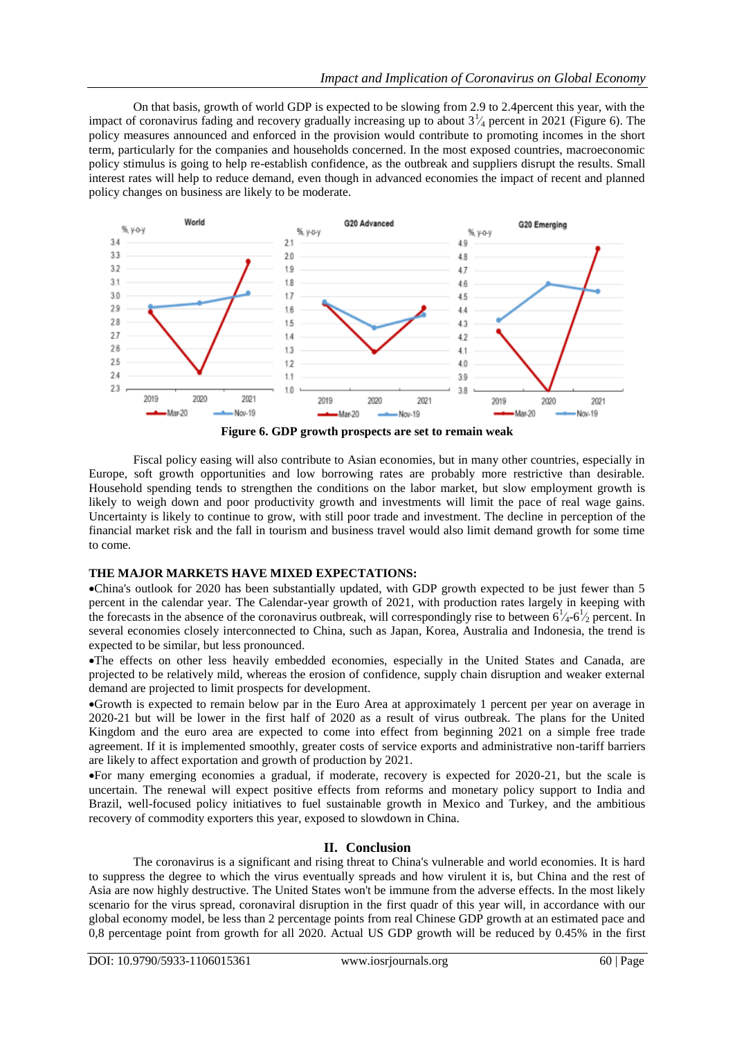On that basis, growth of world GDP is expected to be slowing from 2.9 to 2.4percent this year, with the impact of coronavirus fading and recovery gradually increasing up to about $3\frac{1}{4}$ percent in 2021 (Figure 6). The policy measures announced and enforced in the provision would contribute to promoting incomes in the short term, particularly for the companies and households concerned. In the most exposed countries, macroeconomic policy stimulus is going to help re-establish confidence, as the outbreak and suppliers disrupt the results. Small interest rates will help to reduce demand, even though in advanced economies the impact of recent and planned policy changes on business are likely to be moderate.

**Figure 6. GDP growth prospects are set to remain weak**

Fiscal policy easing will also contribute to Asian economies, but in many other countries, especially in Europe, soft growth opportunities and low borrowing rates are probably more restrictive than desirable. Household spending tends to strengthen the conditions on the labor market, but slow employment growth is likely to weigh down and poor productivity growth and investments will limit the pace of real wage gains. Uncertainty is likely to continue to grow, with still poor trade and investment. The decline in perception of the financial market risk and the fall in tourism and business travel would also limit demand growth for some time to come.

**THE MAJOR MARKETS HAVE MIXED EXPECTATIONS:**

- China's outlook for 2020 has been substantially updated, with GDP growth expected to be just fewer than 5 percent in the calendar year. The Calendar-year growth of 2021, with production rates largely in keeping with the forecasts in the absence of the coronavirus outbreak, will correspondingly rise to between $6\frac{1}{4}$-$6\frac{1}{2}$ percent. In several economies closely interconnected to China, such as Japan, Korea, Australia and Indonesia, the trend is expected to be similar, but less pronounced.
- The effects on other less heavily embedded economies, especially in the United States and Canada, are projected to be relatively mild, whereas the erosion of confidence, supply chain disruption and weaker external demand are projected to limit prospects for development.
- Growth is expected to remain below par in the Euro Area at approximately 1 percent per year on average in 2020-21 but will be lower in the first half of 2020 as a result of virus outbreak. The plans for the United Kingdom and the euro area are expected to come into effect from beginning 2021 on a simple free trade agreement. If it is implemented smoothly, greater costs of service exports and administrative non-tariff barriers are likely to affect exportation and growth of production by 2021.
- For many emerging economies a gradual, if moderate, recovery is expected for 2020-21, but the scale is uncertain. The renewal will expect positive effects from reforms and monetary policy support to India and Brazil, well-focused policy initiatives to fuel sustainable growth in Mexico and Turkey, and the ambitious recovery of commodity exporters this year, exposed to slowdown in China.

## II. Conclusion

The coronavirus is a significant and rising threat to China's vulnerable and world economies. It is hard to suppress the degree to which the virus eventually spreads and how virulent it is, but China and the rest of Asia are now highly destructive. The United States won't be immune from the adverse effects. In the most likely scenario for the virus spread, coronaviral disruption in the first quadr of this year will, in accordance with our global economy model, be less than 2 percentage points from real Chinese GDP growth at an estimated pace and 0,8 percentage point from growth for all 2020. Actual US GDP growth will be reduced by 0.45% in the first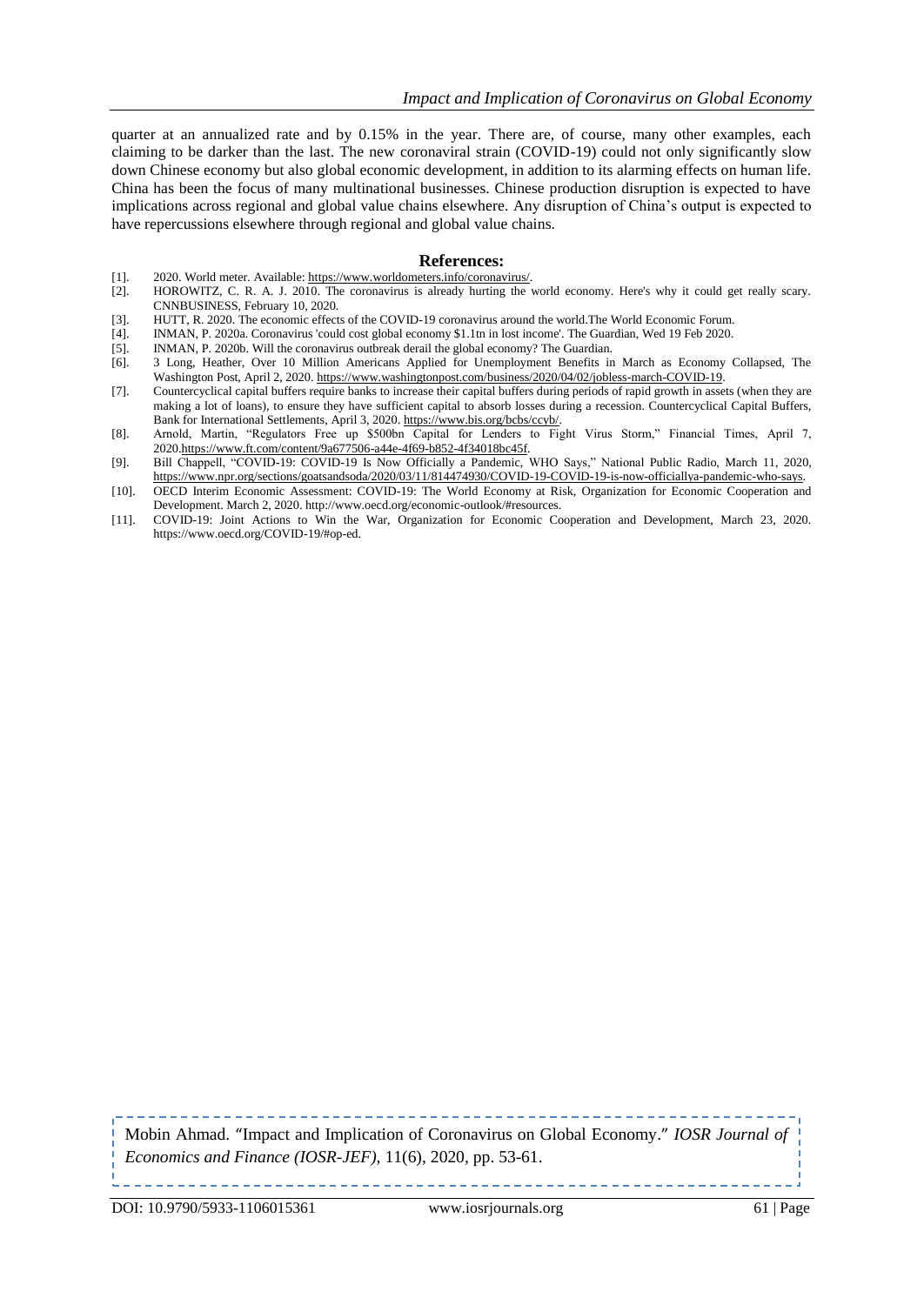quarter at an annualized rate and by 0.15% in the year. There are, of course, many other examples, each claiming to be darker than the last. The new coronaviral strain (COVID-19) could not only significantly slow down Chinese economy but also global economic development, in addition to its alarming effects on human life. China has been the focus of many multinational businesses. Chinese production disruption is expected to have implications across regional and global value chains elsewhere. Any disruption of China's output is expected to have repercussions elsewhere through regional and global value chains.

## References:

[1]. 2020. World meter. Available: https://www.worldometers.info/coronavirus/.

[2]. HOROWITZ, C. R. A. J. 2010. The coronavirus is already hurting the world economy. Here's why it could get really scary. CNNBUSINESS, February 10, 2020.

[3]. HUTT, R. 2020. The economic effects of the COVID-19 coronavirus around the world.The World Economic Forum.

[4]. INMAN, P. 2020a. Coronavirus 'could cost global economy $1.1tn in lost income'. The Guardian, Wed 19 Feb 2020.

[5]. INMAN, P. 2020b. Will the coronavirus outbreak derail the global economy? The Guardian.

[6]. 3 Long, Heather, Over 10 Million Americans Applied for Unemployment Benefits in March as Economy Collapsed, The Washington Post, April 2, 2020. https://www.washingtonpost.com/business/2020/04/02/jobless-march-COVID-19.

[7]. Countercyclical capital buffers require banks to increase their capital buffers during periods of rapid growth in assets (when they are making a lot of loans), to ensure they have sufficient capital to absorb losses during a recession. Countercyclical Capital Buffers, Bank for International Settlements, April 3, 2020. https://www.bis.org/bcbs/ccyb/.

[8]. Arnold, Martin, "Regulators Free up $500bn Capital for Lenders to Fight Virus Storm," Financial Times, April 7, 2020.https://www.ft.com/content/9a677506-a44e-4f69-b852-4f34018bc45f.

[9]. Bill Chappell, "COVID-19: COVID-19 Is Now Officially a Pandemic, WHO Says," National Public Radio, March 11, 2020, https://www.npr.org/sections/goatsandsoda/2020/03/11/814474930/COVID-19-COVID-19-is-now-officiallya-pandemic-who-says.

[10]. OECD Interim Economic Assessment: COVID-19: The World Economy at Risk, Organization for Economic Cooperation and Development. March 2, 2020. http://www.oecd.org/economic-outlook/#resources.

[11]. COVID-19: Joint Actions to Win the War, Organization for Economic Cooperation and Development, March 23, 2020. https://www.oecd.org/COVID-19/#op-ed.

Mobin Ahmad. "Impact and Implication of Coronavirus on Global Economy." *IOSR Journal of Economics and Finance (IOSR-JEF)*, 11(6), 2020, pp. 53-61.